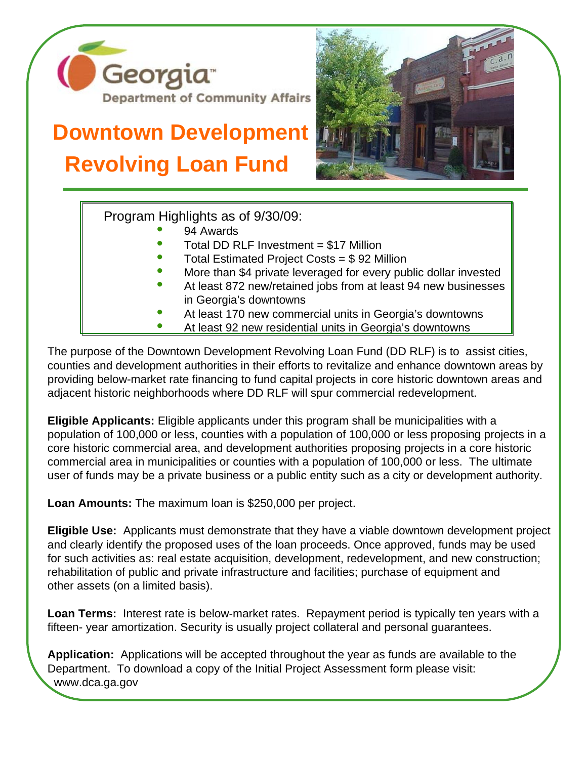Georgia™
Department of Community Affairs

# Downtown Development Revolving Loan Fund

Program Highlights as of 9/30/09:

- 94 Awards
- Total DD RLF Investment = $17 Million
- Total Estimated Project Costs = $ 92 Million
- More than $4 private leveraged for every public dollar invested
- At least 872 new/retained jobs from at least 94 new businesses in Georgia's downtowns
- At least 170 new commercial units in Georgia's downtowns
- At least 92 new residential units in Georgia's downtowns

The purpose of the Downtown Development Revolving Loan Fund (DD RLF) is to assist cities, counties and development authorities in their efforts to revitalize and enhance downtown areas by providing below-market rate financing to fund capital projects in core historic downtown areas and adjacent historic neighborhoods where DD RLF will spur commercial redevelopment.

**Eligible Applicants:** Eligible applicants under this program shall be municipalities with a population of 100,000 or less, counties with a population of 100,000 or less proposing projects in a core historic commercial area, and development authorities proposing projects in a core historic commercial area in municipalities or counties with a population of 100,000 or less. The ultimate user of funds may be a private business or a public entity such as a city or development authority.

**Loan Amounts:** The maximum loan is $250,000 per project.

**Eligible Use:** Applicants must demonstrate that they have a viable downtown development project and clearly identify the proposed uses of the loan proceeds. Once approved, funds may be used for such activities as: real estate acquisition, development, redevelopment, and new construction; rehabilitation of public and private infrastructure and facilities; purchase of equipment and other assets (on a limited basis).

**Loan Terms:** Interest rate is below-market rates. Repayment period is typically ten years with a fifteen- year amortization. Security is usually project collateral and personal guarantees.

**Application:** Applications will be accepted throughout the year as funds are available to the Department. To download a copy of the Initial Project Assessment form please visit: www.dca.ga.gov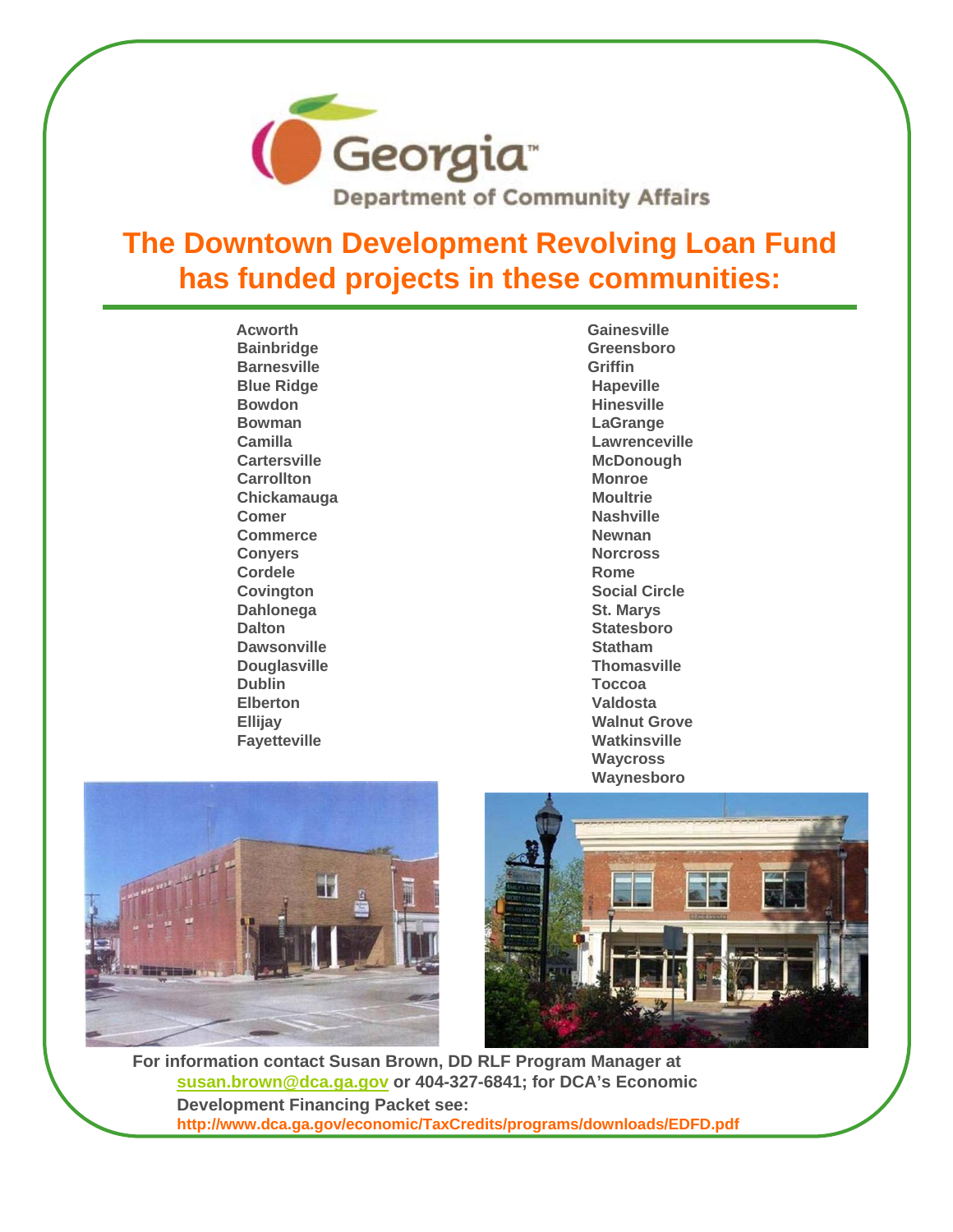Georgia™
Department of Community Affairs

# The Downtown Development Revolving Loan Fund has funded projects in these communities:

- Acworth
- Bainbridge
- Barnesville
- Blue Ridge
- Bowdon
- Bowman
- Camilla
- Cartersville
- Carrollton
- Chickamauga
- Comer
- Commerce
- Conyers
- Cordele
- Covington
- Dahlonega
- Dalton
- Dawsonville
- Douglasville
- Dublin
- Elberton
- Ellijay
- Fayetteville
- Gainesville
- Greensboro
- Griffin
- Hapeville
- Hinesville
- LaGrange
- Lawrenceville
- McDonough
- Monroe
- Moultrie
- Nashville
- Newnan
- Norcross
- Rome
- Social Circle
- St. Marys
- Statesboro
- Statham
- Thomasville
- Toccoa
- Valdosta
- Walnut Grove
- Watkinsville
- Waycross
- Waynesboro

**For information contact Susan Brown, DD RLF Program Manager at susan.brown@dca.ga.gov or 404-327-6841; for DCA's Economic Development Financing Packet see: http://www.dca.ga.gov/economic/TaxCredits/programs/downloads/EDFD.pdf**